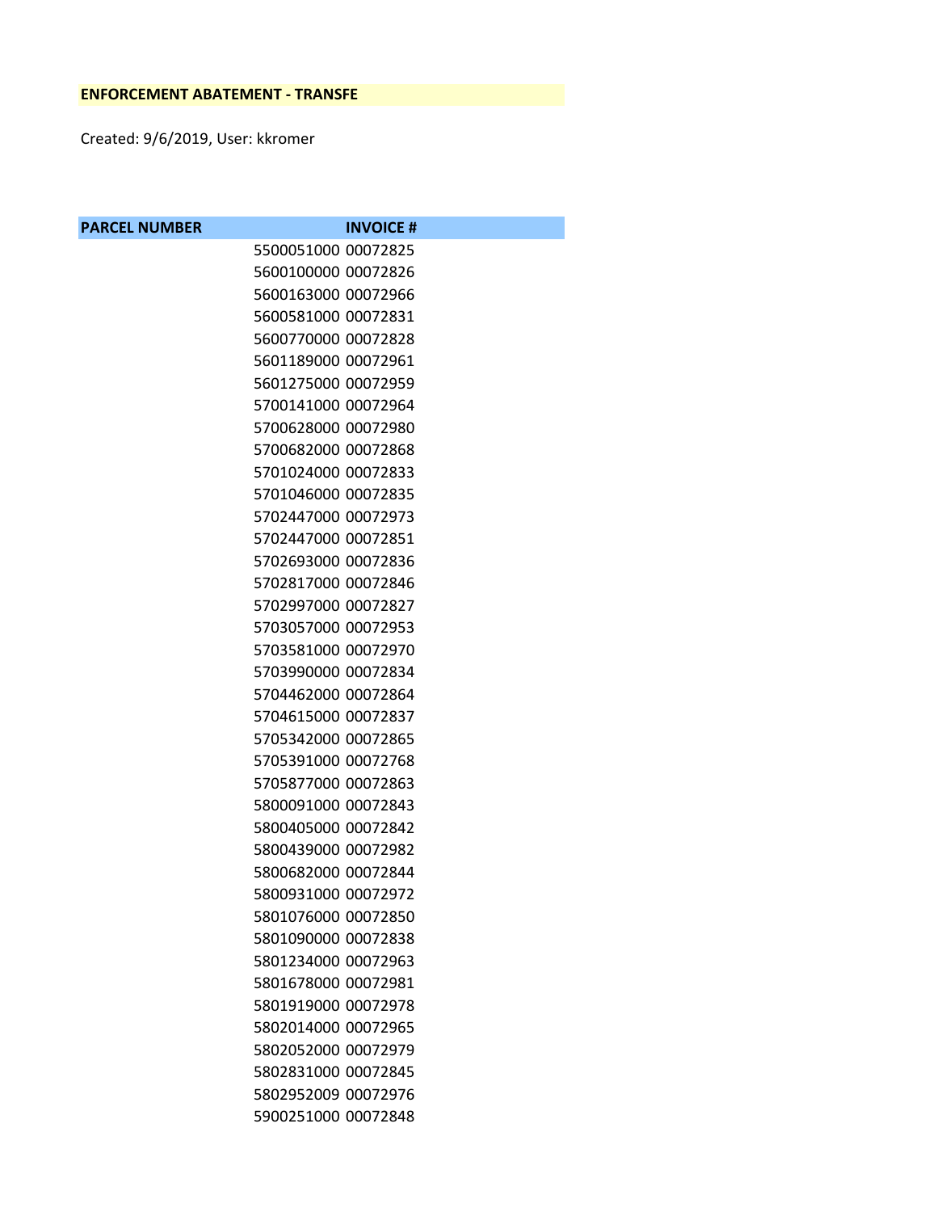**ENFORCEMENT ABATEMENT - TRANSFE**

Created: 9/6/2019, User: kkromer

| PARCEL NUMBER | INVOICE # |
|---|---|
| 5500051000 | 00072825 |
| 5600100000 | 00072826 |
| 5600163000 | 00072966 |
| 5600581000 | 00072831 |
| 5600770000 | 00072828 |
| 5601189000 | 00072961 |
| 5601275000 | 00072959 |
| 5700141000 | 00072964 |
| 5700628000 | 00072980 |
| 5700682000 | 00072868 |
| 5701024000 | 00072833 |
| 5701046000 | 00072835 |
| 5702447000 | 00072973 |
| 5702447000 | 00072851 |
| 5702693000 | 00072836 |
| 5702817000 | 00072846 |
| 5702997000 | 00072827 |
| 5703057000 | 00072953 |
| 5703581000 | 00072970 |
| 5703990000 | 00072834 |
| 5704462000 | 00072864 |
| 5704615000 | 00072837 |
| 5705342000 | 00072865 |
| 5705391000 | 00072768 |
| 5705877000 | 00072863 |
| 5800091000 | 00072843 |
| 5800405000 | 00072842 |
| 5800439000 | 00072982 |
| 5800682000 | 00072844 |
| 5800931000 | 00072972 |
| 5801076000 | 00072850 |
| 5801090000 | 00072838 |
| 5801234000 | 00072963 |
| 5801678000 | 00072981 |
| 5801919000 | 00072978 |
| 5802014000 | 00072965 |
| 5802052000 | 00072979 |
| 5802831000 | 00072845 |
| 5802952009 | 00072976 |
| 5900251000 | 00072848 |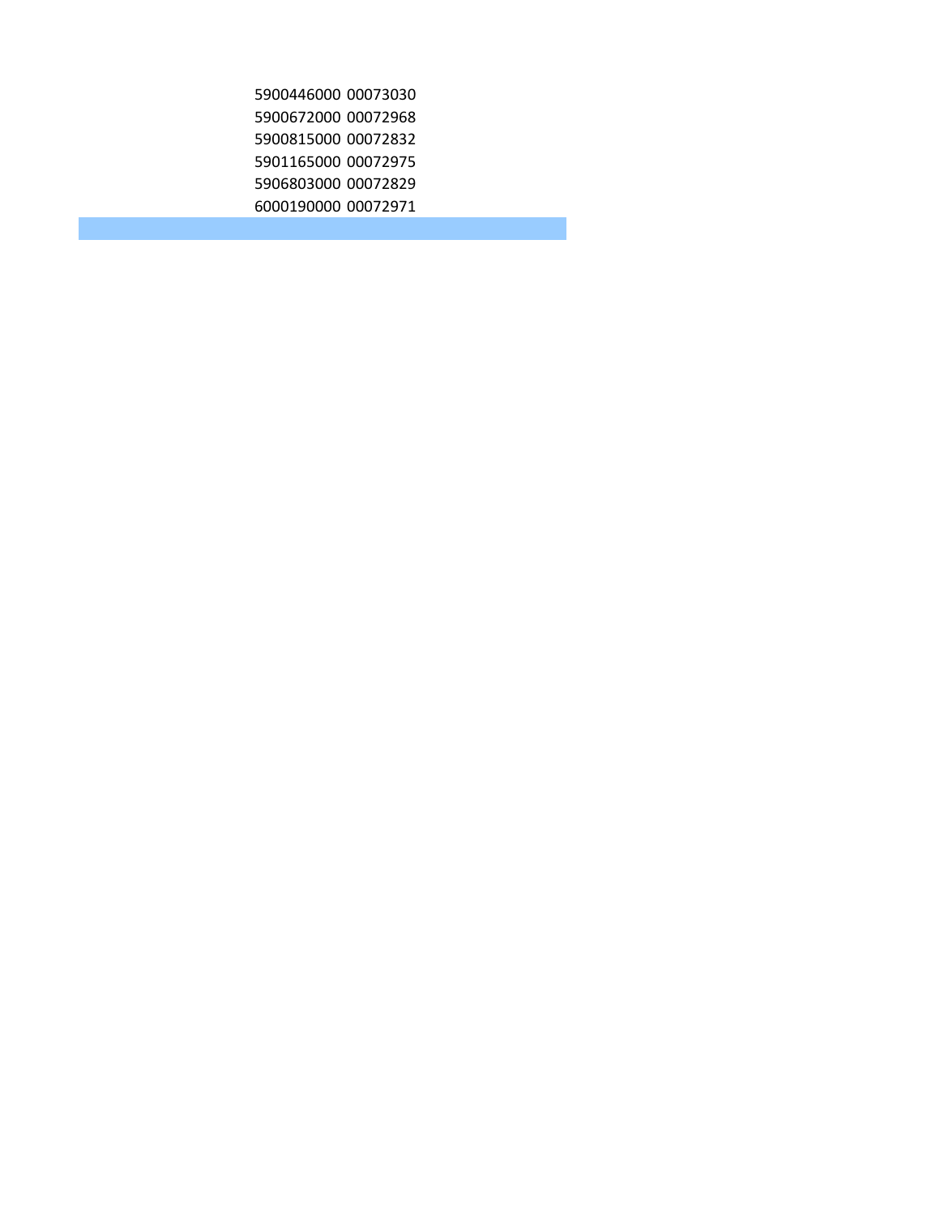5900446000 00073030
5900672000 00072968
5900815000 00072832
5901165000 00072975
5906803000 00072829
6000190000 00072971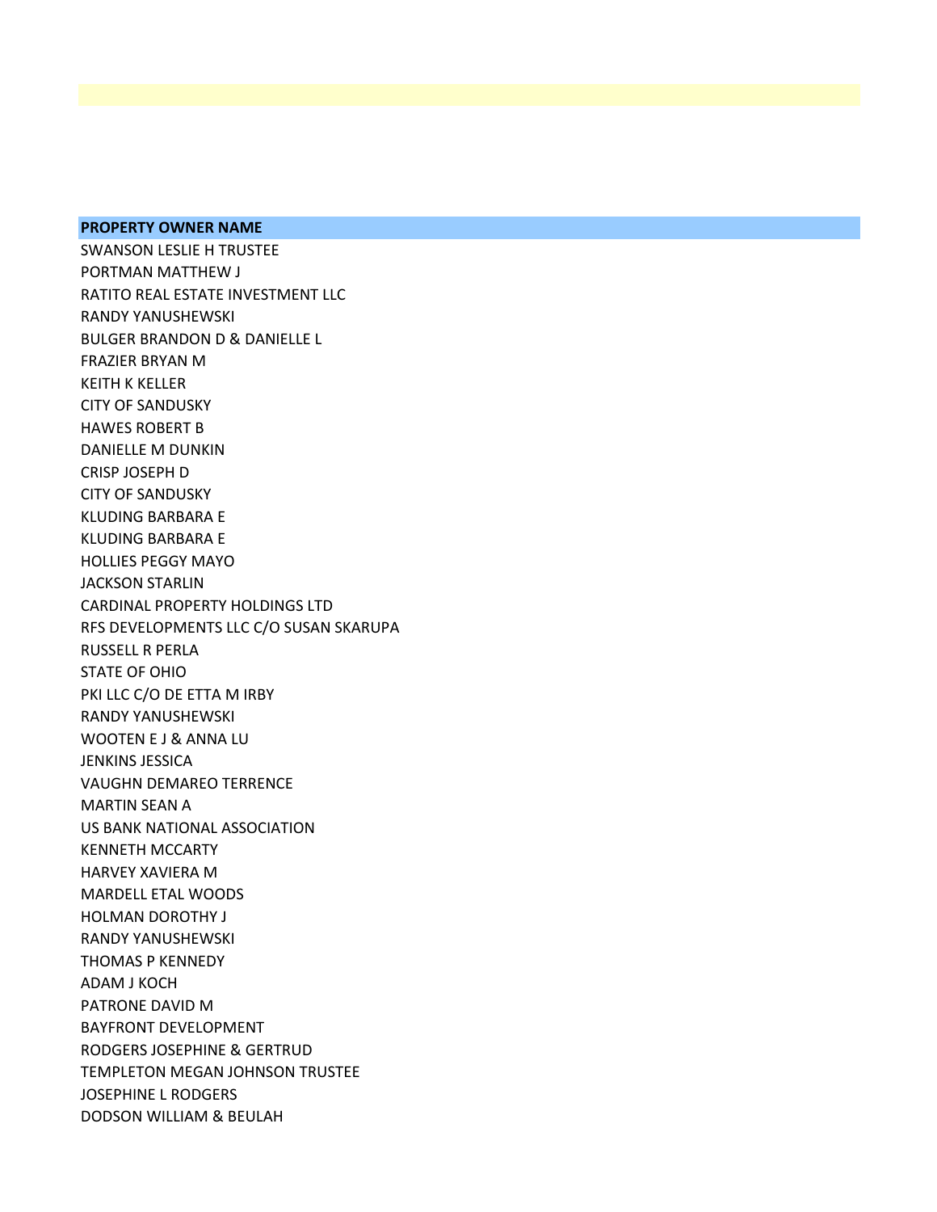| PROPERTY OWNER NAME |
| --- |
| SWANSON LESLIE H TRUSTEE |
| PORTMAN MATTHEW J |
| RATITO REAL ESTATE INVESTMENT LLC |
| RANDY YANUSHEWSKI |
| BULGER BRANDON D & DANIELLE L |
| FRAZIER BRYAN M |
| KEITH K KELLER |
| CITY OF SANDUSKY |
| HAWES ROBERT B |
| DANIELLE M DUNKIN |
| CRISP JOSEPH D |
| CITY OF SANDUSKY |
| KLUDING BARBARA E |
| KLUDING BARBARA E |
| HOLLIES PEGGY MAYO |
| JACKSON STARLIN |
| CARDINAL PROPERTY HOLDINGS LTD |
| RFS DEVELOPMENTS LLC C/O SUSAN SKARUPA |
| RUSSELL R PERLA |
| STATE OF OHIO |
| PKI LLC C/O DE ETTA M IRBY |
| RANDY YANUSHEWSKI |
| WOOTEN E J & ANNA LU |
| JENKINS JESSICA |
| VAUGHN DEMAREO TERRENCE |
| MARTIN SEAN A |
| US BANK NATIONAL ASSOCIATION |
| KENNETH MCCARTY |
| HARVEY XAVIERA M |
| MARDELL ETAL WOODS |
| HOLMAN DOROTHY J |
| RANDY YANUSHEWSKI |
| THOMAS P KENNEDY |
| ADAM J KOCH |
| PATRONE DAVID M |
| BAYFRONT DEVELOPMENT |
| RODGERS JOSEPHINE & GERTRUD |
| TEMPLETON MEGAN JOHNSON TRUSTEE |
| JOSEPHINE L RODGERS |
| DODSON WILLIAM & BEULAH |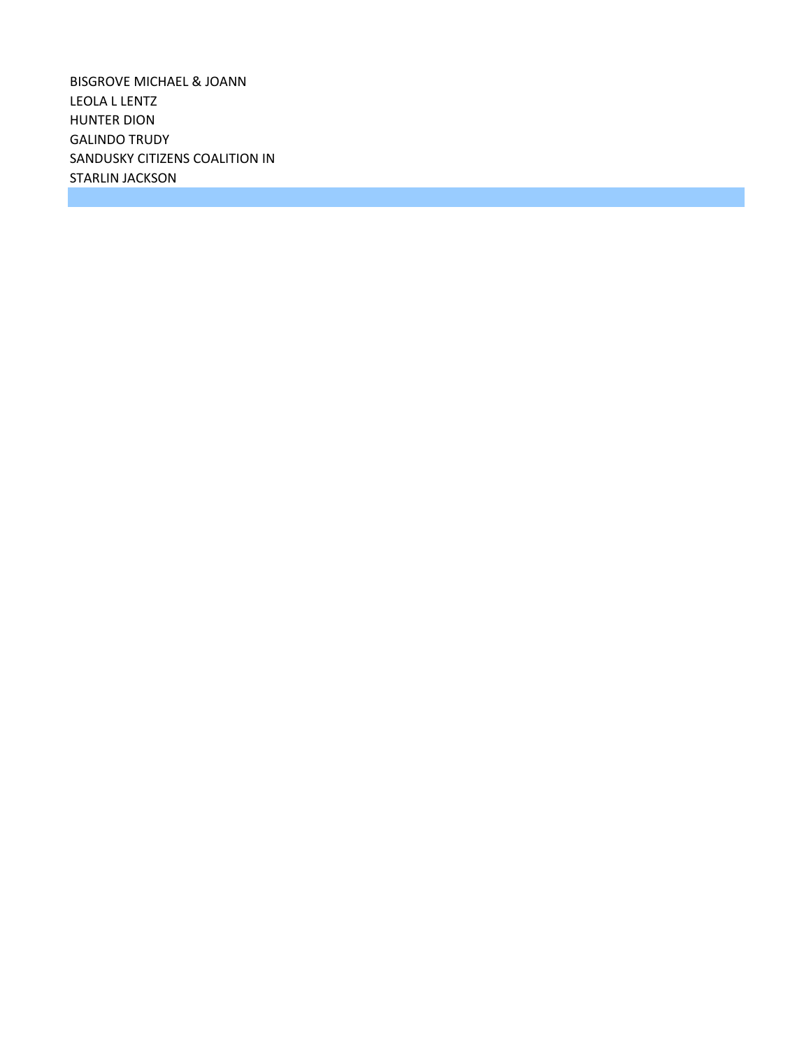BISGROVE MICHAEL & JOANN
LEOLA L LENTZ
HUNTER DION
GALINDO TRUDY
SANDUSKY CITIZENS COALITION IN
STARLIN JACKSON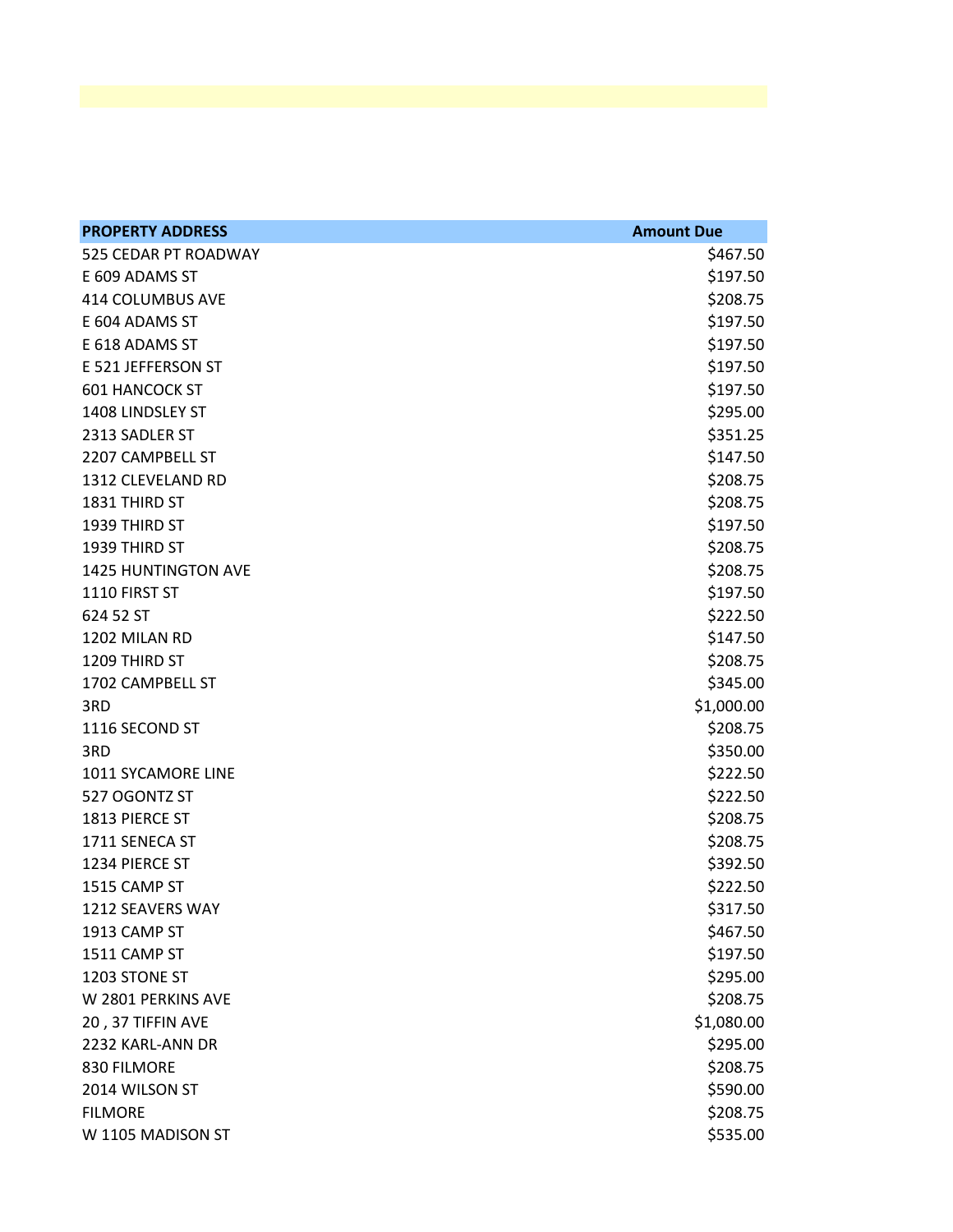| PROPERTY ADDRESS | Amount Due |
|---|---|
| 525 CEDAR PT ROADWAY | $467.50 |
| E 609 ADAMS ST | $197.50 |
| 414 COLUMBUS AVE | $208.75 |
| E 604 ADAMS ST | $197.50 |
| E 618 ADAMS ST | $197.50 |
| E 521 JEFFERSON ST | $197.50 |
| 601 HANCOCK ST | $197.50 |
| 1408 LINDSLEY ST | $295.00 |
| 2313 SADLER ST | $351.25 |
| 2207 CAMPBELL ST | $147.50 |
| 1312 CLEVELAND RD | $208.75 |
| 1831 THIRD ST | $208.75 |
| 1939 THIRD ST | $197.50 |
| 1939 THIRD ST | $208.75 |
| 1425 HUNTINGTON AVE | $208.75 |
| 1110 FIRST ST | $197.50 |
| 624 52 ST | $222.50 |
| 1202 MILAN RD | $147.50 |
| 1209 THIRD ST | $208.75 |
| 1702 CAMPBELL ST | $345.00 |
| 3RD | $1,000.00 |
| 1116 SECOND ST | $208.75 |
| 3RD | $350.00 |
| 1011 SYCAMORE LINE | $222.50 |
| 527 OGONTZ ST | $222.50 |
| 1813 PIERCE ST | $208.75 |
| 1711 SENECA ST | $208.75 |
| 1234 PIERCE ST | $392.50 |
| 1515 CAMP ST | $222.50 |
| 1212 SEAVERS WAY | $317.50 |
| 1913 CAMP ST | $467.50 |
| 1511 CAMP ST | $197.50 |
| 1203 STONE ST | $295.00 |
| W 2801 PERKINS AVE | $208.75 |
| 20 , 37 TIFFIN AVE | $1,080.00 |
| 2232 KARL-ANN DR | $295.00 |
| 830 FILMORE | $208.75 |
| 2014 WILSON ST | $590.00 |
| FILMORE | $208.75 |
| W 1105 MADISON ST | $535.00 |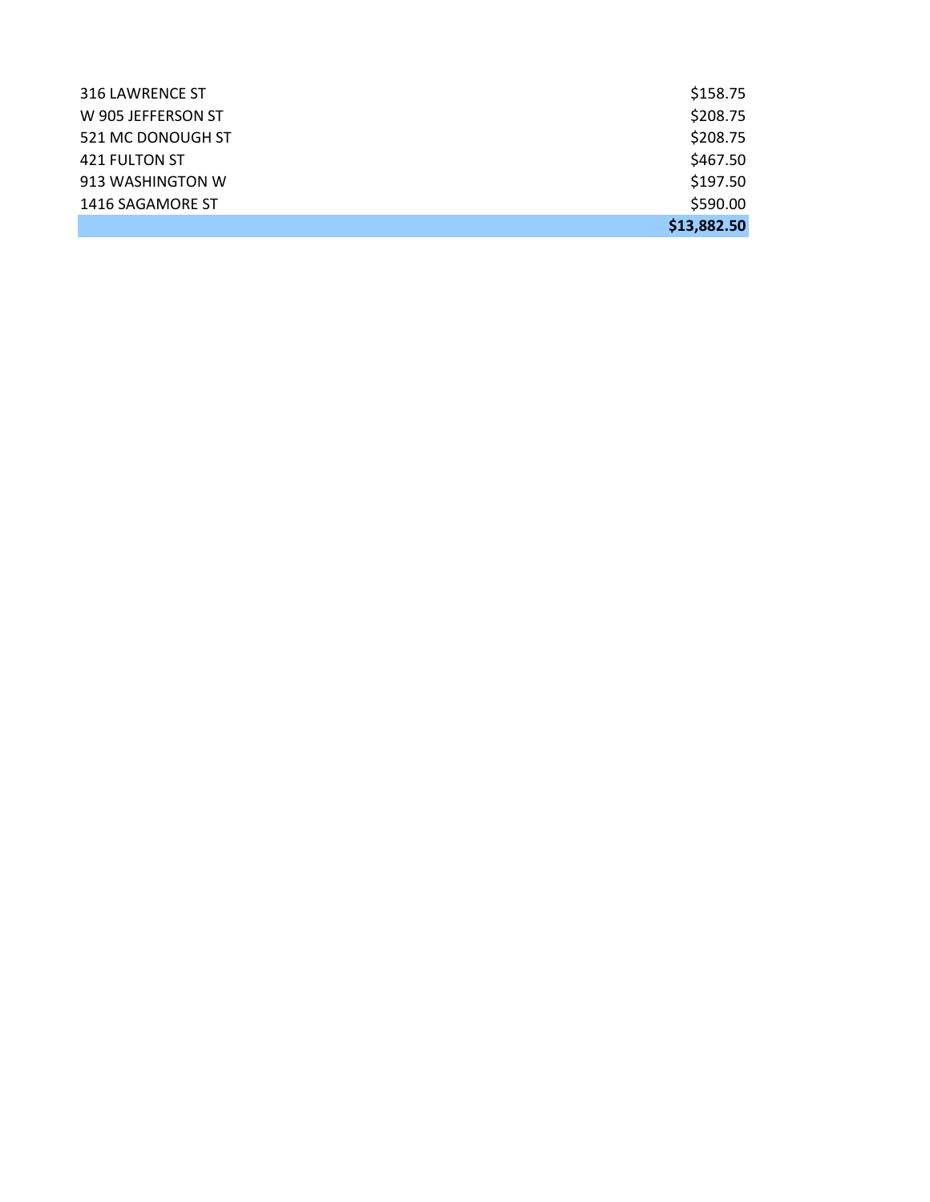| | |
|---|---|
| 316 LAWRENCE ST | $158.75 |
| W 905 JEFFERSON ST | $208.75 |
| 521 MC DONOUGH ST | $208.75 |
| 421 FULTON ST | $467.50 |
| 913 WASHINGTON W | $197.50 |
| 1416 SAGAMORE ST | $590.00 |
| | **$13,882.50** |